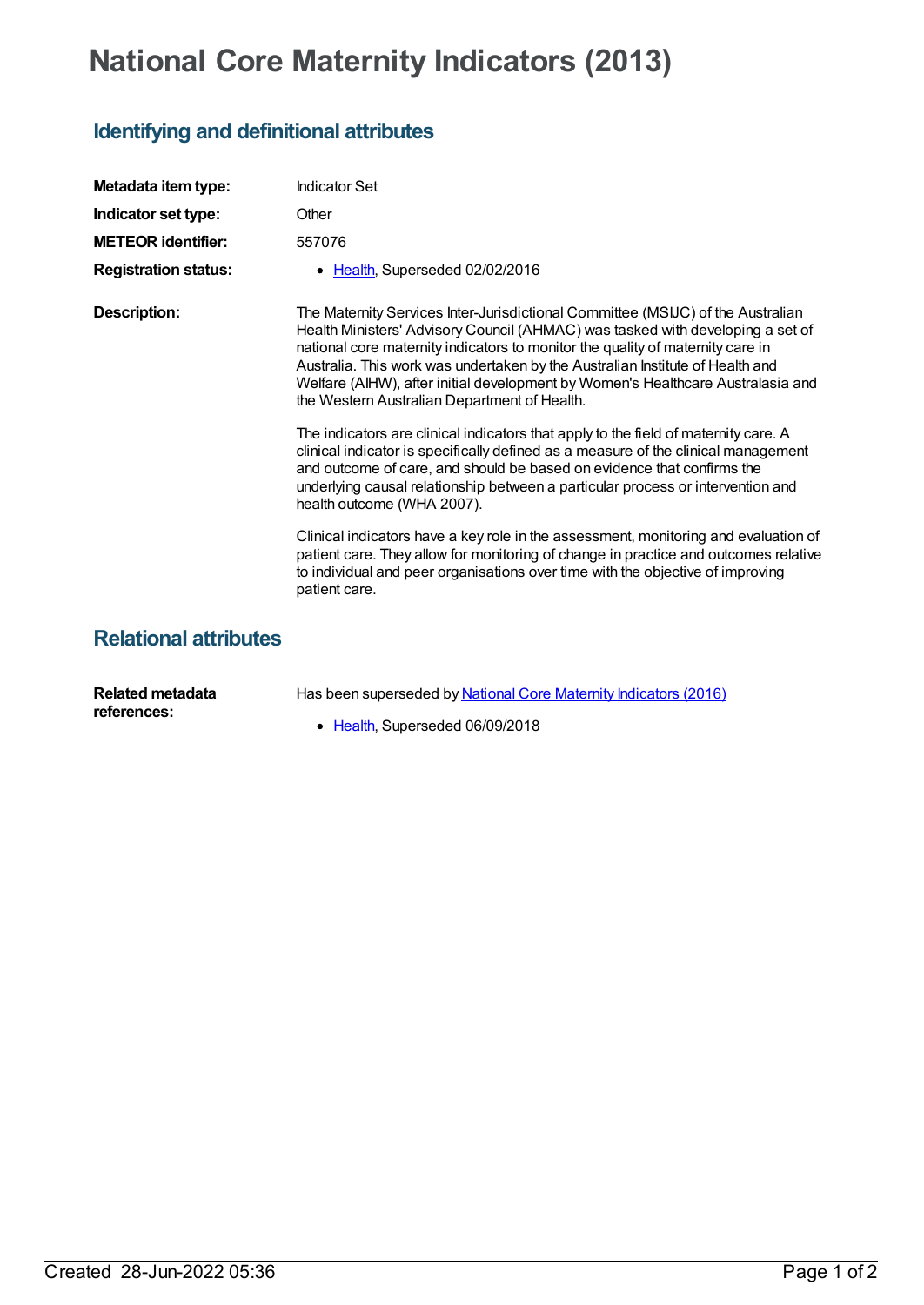# National Core Maternity Indicators (2013)

## Identifying and definitional attributes

**Metadata item type:** Indicator Set

**Indicator set type:** Other

**METEOR identifier:** 557076

**Registration status:**
- Health, Superseded 02/02/2016

**Description:**

The Maternity Services Inter-Jurisdictional Committee (MSIJC) of the Australian Health Ministers' Advisory Council (AHMAC) was tasked with developing a set of national core maternity indicators to monitor the quality of maternity care in Australia. This work was undertaken by the Australian Institute of Health and Welfare (AIHW), after initial development by Women's Healthcare Australasia and the Western Australian Department of Health.

The indicators are clinical indicators that apply to the field of maternity care. A clinical indicator is specifically defined as a measure of the clinical management and outcome of care, and should be based on evidence that confirms the underlying causal relationship between a particular process or intervention and health outcome (WHA 2007).

Clinical indicators have a key role in the assessment, monitoring and evaluation of patient care. They allow for monitoring of change in practice and outcomes relative to individual and peer organisations over time with the objective of improving patient care.

## Relational attributes

**Related metadata references:**

Has been superseded by National Core Maternity Indicators (2016)

- Health, Superseded 06/09/2018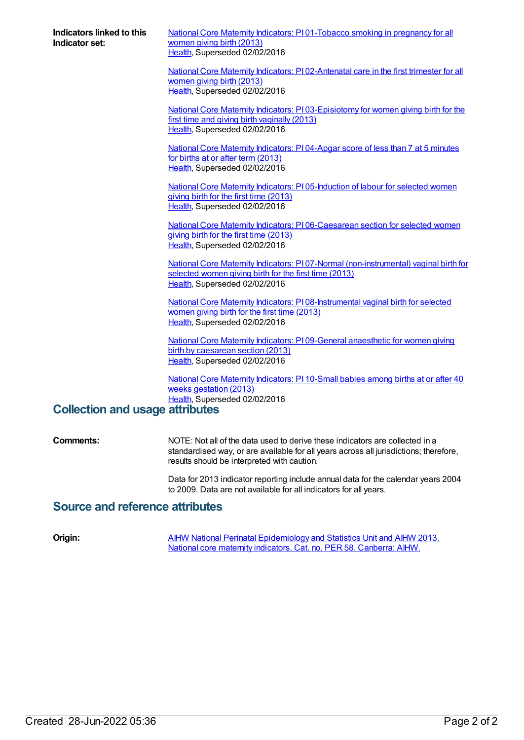**Indicators linked to this Indicator set:**

[National Core Maternity Indicators: PI 01-Tobacco smoking in pregnancy for all women giving birth (2013)](#)
[Health](#), Superseded 02/02/2016

[National Core Maternity Indicators: PI 02-Antenatal care in the first trimester for all women giving birth (2013)](#)
[Health](#), Superseded 02/02/2016

[National Core Maternity Indicators: PI 03-Episiotomy for women giving birth for the first time and giving birth vaginally (2013)](#)
[Health](#), Superseded 02/02/2016

[National Core Maternity Indicators: PI 04-Apgar score of less than 7 at 5 minutes for births at or after term (2013)](#)
[Health](#), Superseded 02/02/2016

[National Core Maternity Indicators: PI 05-Induction of labour for selected women giving birth for the first time (2013)](#)
[Health](#), Superseded 02/02/2016

[National Core Maternity Indicators: PI 06-Caesarean section for selected women giving birth for the first time (2013)](#)
[Health](#), Superseded 02/02/2016

[National Core Maternity Indicators: PI 07-Normal (non-instrumental) vaginal birth for selected women giving birth for the first time (2013)](#)
[Health](#), Superseded 02/02/2016

[National Core Maternity Indicators: PI 08-Instrumental vaginal birth for selected women giving birth for the first time (2013)](#)
[Health](#), Superseded 02/02/2016

[National Core Maternity Indicators: PI 09-General anaesthetic for women giving birth by caesarean section (2013)](#)
[Health](#), Superseded 02/02/2016

[National Core Maternity Indicators: PI 10-Small babies among births at or after 40 weeks gestation (2013)](#)
[Health](#), Superseded 02/02/2016

## Collection and usage attributes

**Comments:**

NOTE: Not all of the data used to derive these indicators are collected in a standardised way, or are available for all years across all jurisdictions; therefore, results should be interpreted with caution.

Data for 2013 indicator reporting include annual data for the calendar years 2004 to 2009. Data are not available for all indicators for all years.

## Source and reference attributes

**Origin:**

[AIHW National Perinatal Epidemiology and Statistics Unit and AIHW 2013. National core maternity indicators. Cat. no. PER 58. Canberra: AIHW.](#)